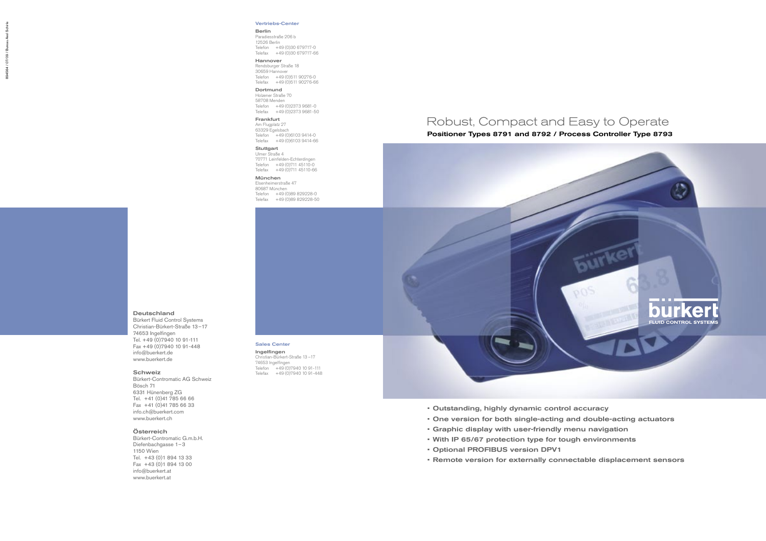894564 / 07/09 / Bureau Axel Schirle

**Vertriebs-Center**

**Berlin**
Paradiesstraße 206 b
12526 Berlin
Telefon +49 (0)30 679717-0
Telefax +49 (0)30 679717-66

**Hannover**
Rendsburger Straße 18
30659 Hannover
Telefon +49 (0)511 90276-0
Telefax +49 (0)511 90276-66

**Dortmund**
Holzener Straße 70
58708 Menden
Telefon +49 (0)2373 9681-0
Telefax +49 (0)2373 9681-50

**Frankfurt**
Am Flugplatz 27
63329 Egelsbach
Telefon +49 (0)6103 9414-0
Telefax +49 (0)6103 9414-66

**Stuttgart**
Ulmer Straße 4
70771 Leinfelden-Echterdingen
Telefon +49 (0)711 45110-0
Telefax +49 (0)711 45110-66

**München**
Elsenheimerstraße 47
80687 München
Telefon +49 (0)89 829228-0
Telefax +49 (0)89 829228-50

**Sales Center**

**Ingelfingen**
Christian-Bürkert-Straße 13 – 17
74653 Ingelfingen
Telefon +49 (0)7940 10 91-111
Telefax +49 (0)7940 10 91-448

**Deutschland**
Bürkert Fluid Control Systems
Christian-Bürkert-Straße 13 – 17
74653 Ingelfingen
Tel. +49 (0)7940 10 91-111
Fax +49 (0)7940 10 91-448
info@buerkert.de
www.buerkert.de

**Schweiz**
Bürkert-Contromatic AG Schweiz
Bösch 71
6331 Hünenberg ZG
Tel. +41 (0)41 785 66 66
Fax +41 (0)41 785 66 33
info.ch@buerkert.com
www.buerkert.ch

**Österreich**
Bürkert-Contromatic G.m.b.H.
Diefenbachgasse 1 – 3
1150 Wien
Tel. +43 (0)1 894 13 33
Fax +43 (0)1 894 13 00
info@buerkert.at
www.buerkert.at

# Robust, Compact and Easy to Operate

## Positioner Types 8791 and 8792 / Process Controller Type 8793

bürkert
FLUID CONTROL SYSTEMS

- Outstanding, highly dynamic control accuracy
- One version for both single-acting and double-acting actuators
- Graphic display with user-friendly menu navigation
- With IP 65/67 protection type for tough environments
- Optional PROFIBUS version DPV1
- Remote version for externally connectable displacement sensors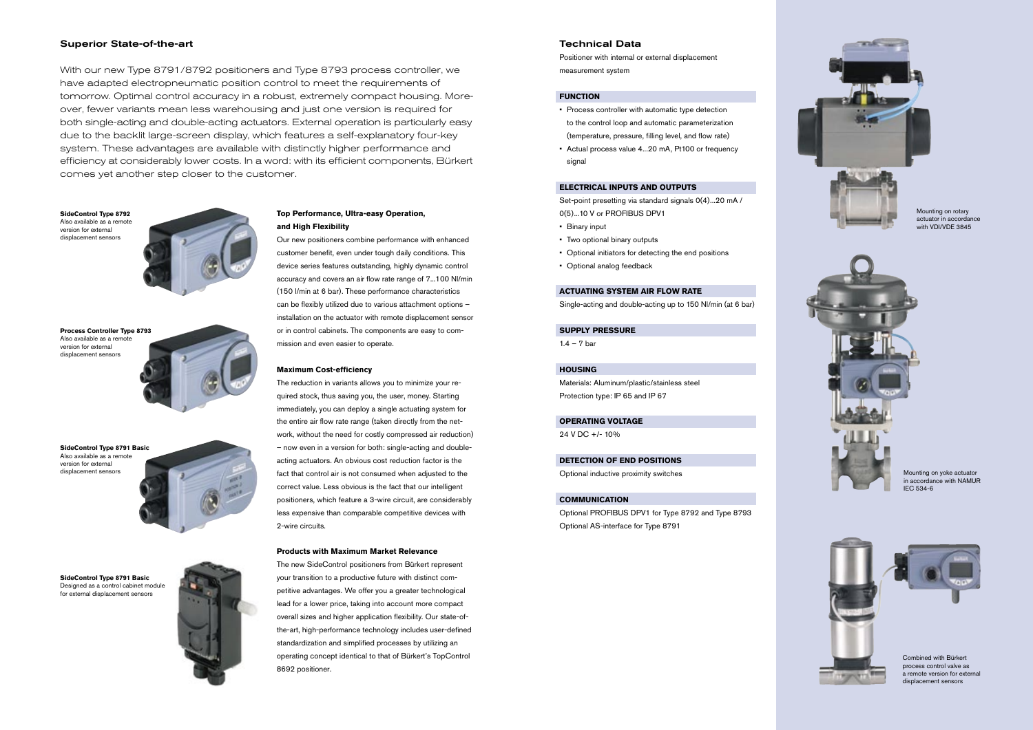## Superior State-of-the-art

With our new Type 8791/8792 positioners and Type 8793 process controller, we have adapted electropneumatic position control to meet the requirements of tomorrow. Optimal control accuracy in a robust, extremely compact housing. Moreover, fewer variants mean less warehousing and just one version is required for both single-acting and double-acting actuators. External operation is particularly easy due to the backlit large-screen display, which features a self-explanatory four-key system. These advantages are available with distinctly higher performance and efficiency at considerably lower costs. In a word: with its efficient components, Bürkert comes yet another step closer to the customer.

**SideControl Type 8792**
Also available as a remote version for external displacement sensors

**Process Controller Type 8793**
Also available as a remote version for external displacement sensors

**SideControl Type 8791 Basic**
Also available as a remote version for external displacement sensors

**SideControl Type 8791 Basic**
Designed as a control cabinet module for external displacement sensors

### Top Performance, Ultra-easy Operation, and High Flexibility

Our new positioners combine performance with enhanced customer benefit, even under tough daily conditions. This device series features outstanding, highly dynamic control accuracy and covers an air flow rate range of 7...100 Nl/min (150 l/min at 6 bar). These performance characteristics can be flexibly utilized due to various attachment options – installation on the actuator with remote displacement sensor or in control cabinets. The components are easy to commission and even easier to operate.

### Maximum Cost-efficiency

The reduction in variants allows you to minimize your required stock, thus saving you, the user, money. Starting immediately, you can deploy a single actuating system for the entire air flow rate range (taken directly from the network, without the need for costly compressed air reduction) – now even in a version for both: single-acting and double-acting actuators. An obvious cost reduction factor is the fact that control air is not consumed when adjusted to the correct value. Less obvious is the fact that our intelligent positioners, which feature a 3-wire circuit, are considerably less expensive than comparable competitive devices with 2-wire circuits.

### Products with Maximum Market Relevance

The new SideControl positioners from Bürkert represent your transition to a productive future with distinct competitive advantages. We offer you a greater technological lead for a lower price, taking into account more compact overall sizes and higher application flexibility. Our state-of-the-art, high-performance technology includes user-defined standardization and simplified processes by utilizing an operating concept identical to that of Bürkert's TopControl 8692 positioner.

## Technical Data

Positioner with internal or external displacement measurement system

### FUNCTION

- Process controller with automatic type detection to the control loop and automatic parameterization (temperature, pressure, filling level, and flow rate)
- Actual process value 4...20 mA, Pt100 or frequency signal

### ELECTRICAL INPUTS AND OUTPUTS

Set-point presetting via standard signals 0(4)...20 mA / 0(5)...10 V or PROFIBUS DPV1

- Binary input
- Two optional binary outputs
- Optional initiators for detecting the end positions
- Optional analog feedback

### ACTUATING SYSTEM AIR FLOW RATE

Single-acting and double-acting up to 150 Nl/min (at 6 bar)

### SUPPLY PRESSURE

1.4 – 7 bar

### HOUSING

Materials: Aluminum/plastic/stainless steel
Protection type: IP 65 and IP 67

### OPERATING VOLTAGE

24 V DC +/- 10%

### DETECTION OF END POSITIONS

Optional inductive proximity switches

### COMMUNICATION

Optional PROFIBUS DPV1 for Type 8792 and Type 8793
Optional AS-interface for Type 8791

Mounting on rotary actuator in accordance with VDI/VDE 3845

Mounting on yoke actuator in accordance with NAMUR IEC 534-6

Combined with Bürkert process control valve as a remote version for external displacement sensors